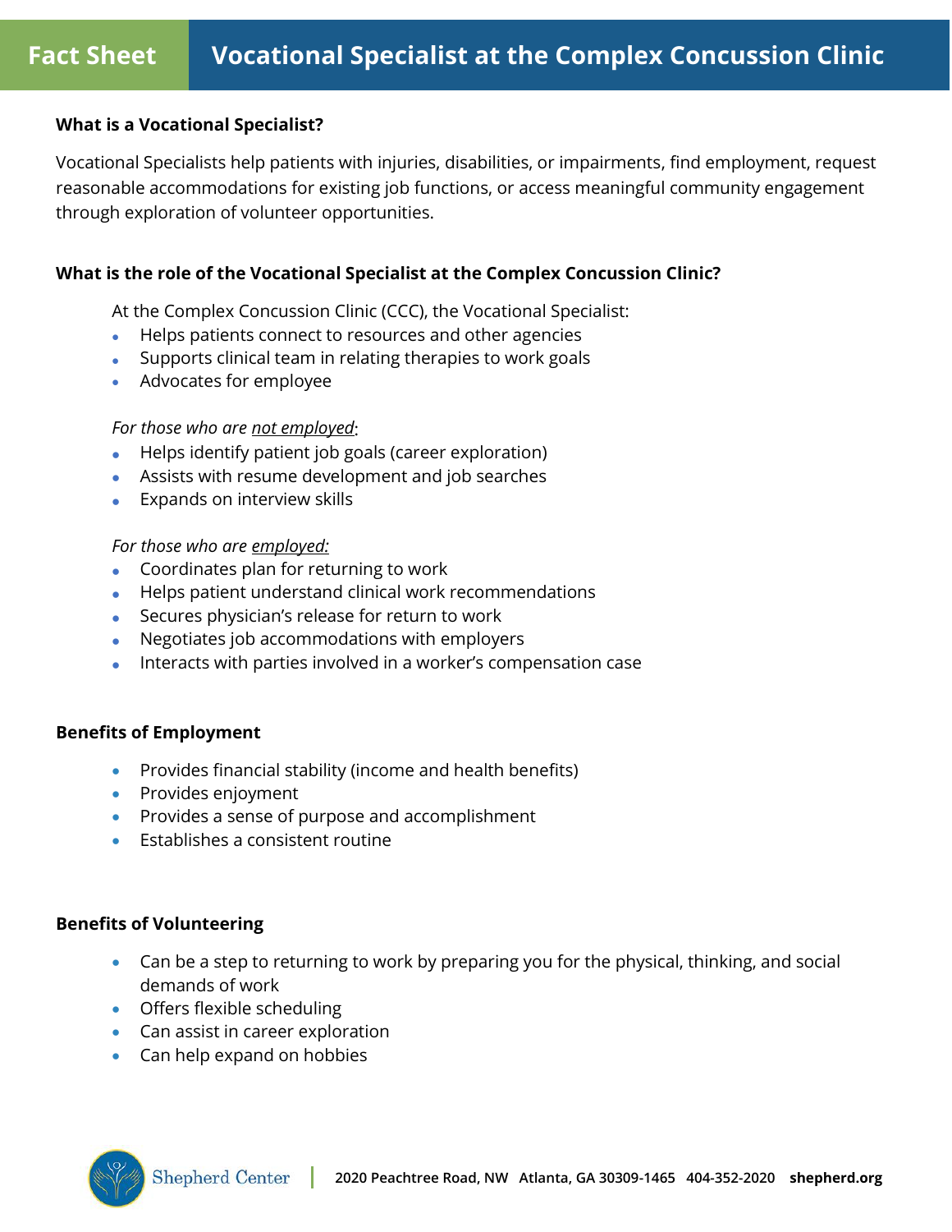# Fact Sheet — Vocational Specialist at the Complex Concussion Clinic

**What is a Vocational Specialist?**

Vocational Specialists help patients with injuries, disabilities, or impairments, find employment, request reasonable accommodations for existing job functions, or access meaningful community engagement through exploration of volunteer opportunities.

**What is the role of the Vocational Specialist at the Complex Concussion Clinic?**

At the Complex Concussion Clinic (CCC), the Vocational Specialist:

- Helps patients connect to resources and other agencies
- Supports clinical team in relating therapies to work goals
- Advocates for employee

*For those who are not employed*:

- Helps identify patient job goals (career exploration)
- Assists with resume development and job searches
- Expands on interview skills

*For those who are employed:*

- Coordinates plan for returning to work
- Helps patient understand clinical work recommendations
- Secures physician's release for return to work
- Negotiates job accommodations with employers
- Interacts with parties involved in a worker's compensation case

**Benefits of Employment**

- Provides financial stability (income and health benefits)
- Provides enjoyment
- Provides a sense of purpose and accomplishment
- Establishes a consistent routine

**Benefits of Volunteering**

- Can be a step to returning to work by preparing you for the physical, thinking, and social demands of work
- Offers flexible scheduling
- Can assist in career exploration
- Can help expand on hobbies

Shepherd Center | **2020 Peachtree Road, NW Atlanta, GA 30309-1465 404-352-2020 shepherd.org**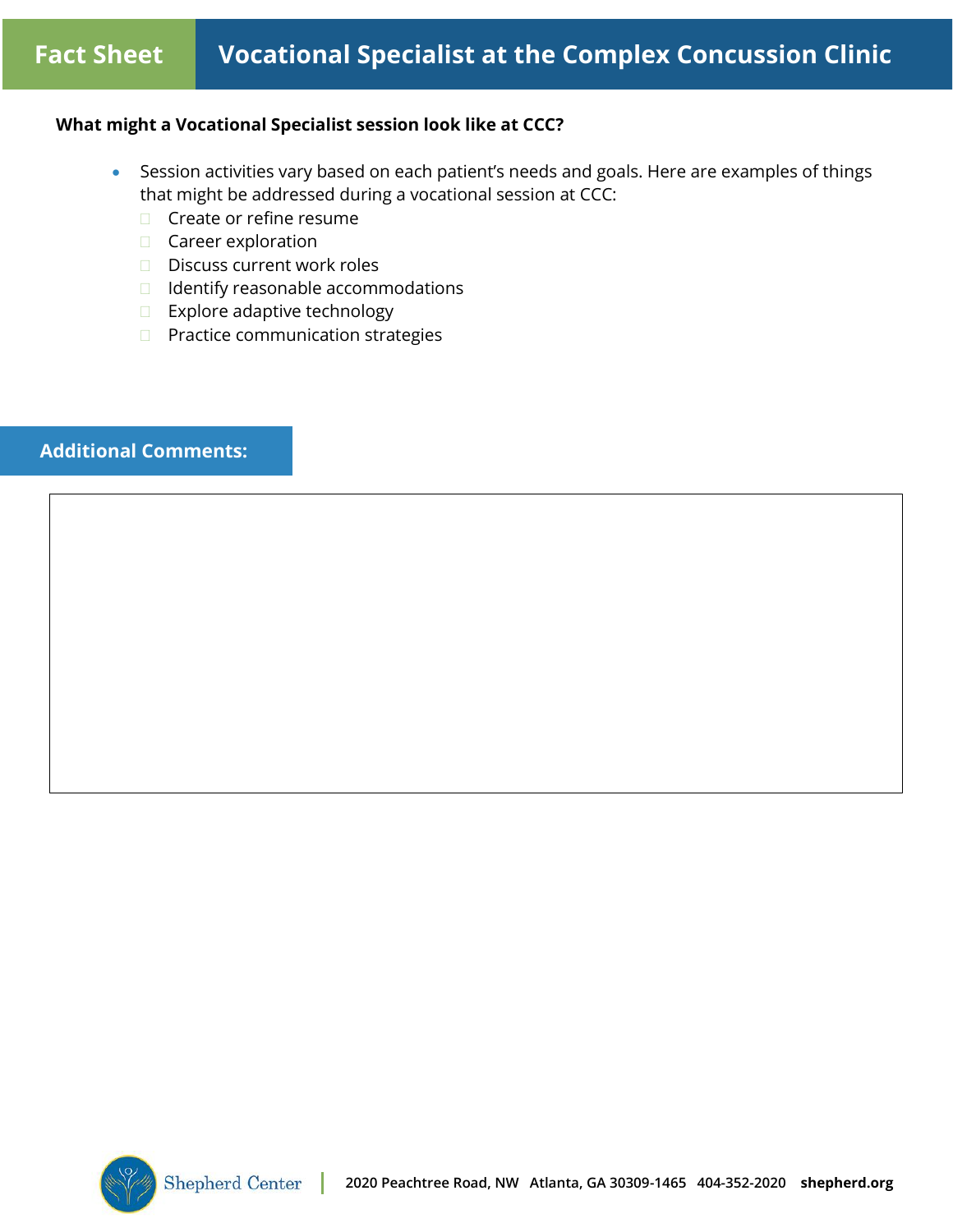**What might a Vocational Specialist session look like at CCC?**

- Session activities vary based on each patient's needs and goals. Here are examples of things that might be addressed during a vocational session at CCC:
  - Create or refine resume
  - Career exploration
  - Discuss current work roles
  - Identify reasonable accommodations
  - Explore adaptive technology
  - Practice communication strategies

## Additional Comments: